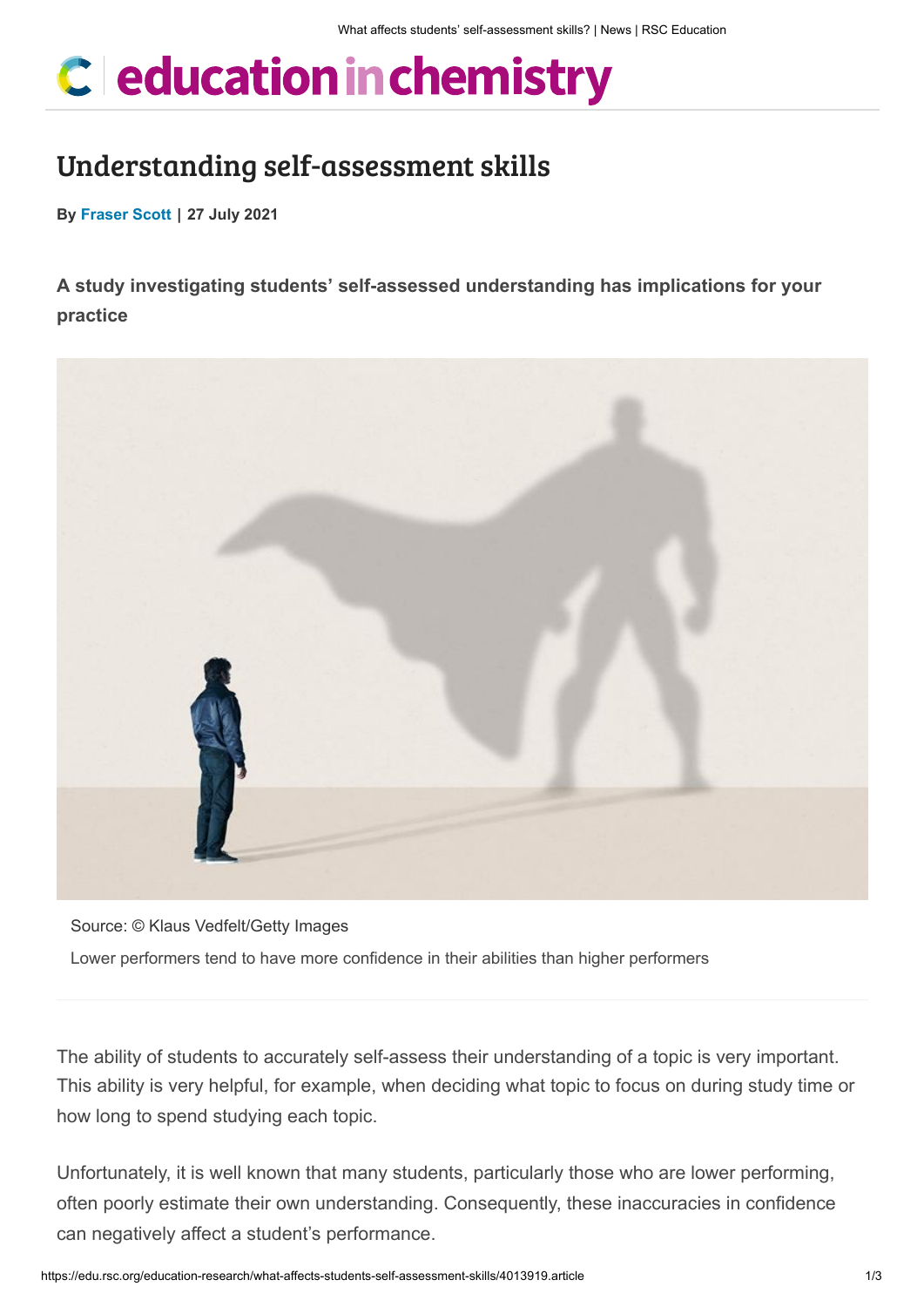# education in chemistry

## Understanding self-assessment skills

**By Fraser Scott | 27 July 2021**

**A study investigating students' self-assessed understanding has implications for your practice**

Source: © Klaus Vedfelt/Getty Images

Lower performers tend to have more confidence in their abilities than higher performers

The ability of students to accurately self-assess their understanding of a topic is very important. This ability is very helpful, for example, when deciding what topic to focus on during study time or how long to spend studying each topic.

Unfortunately, it is well known that many students, particularly those who are lower performing, often poorly estimate their own understanding. Consequently, these inaccuracies in confidence can negatively affect a student's performance.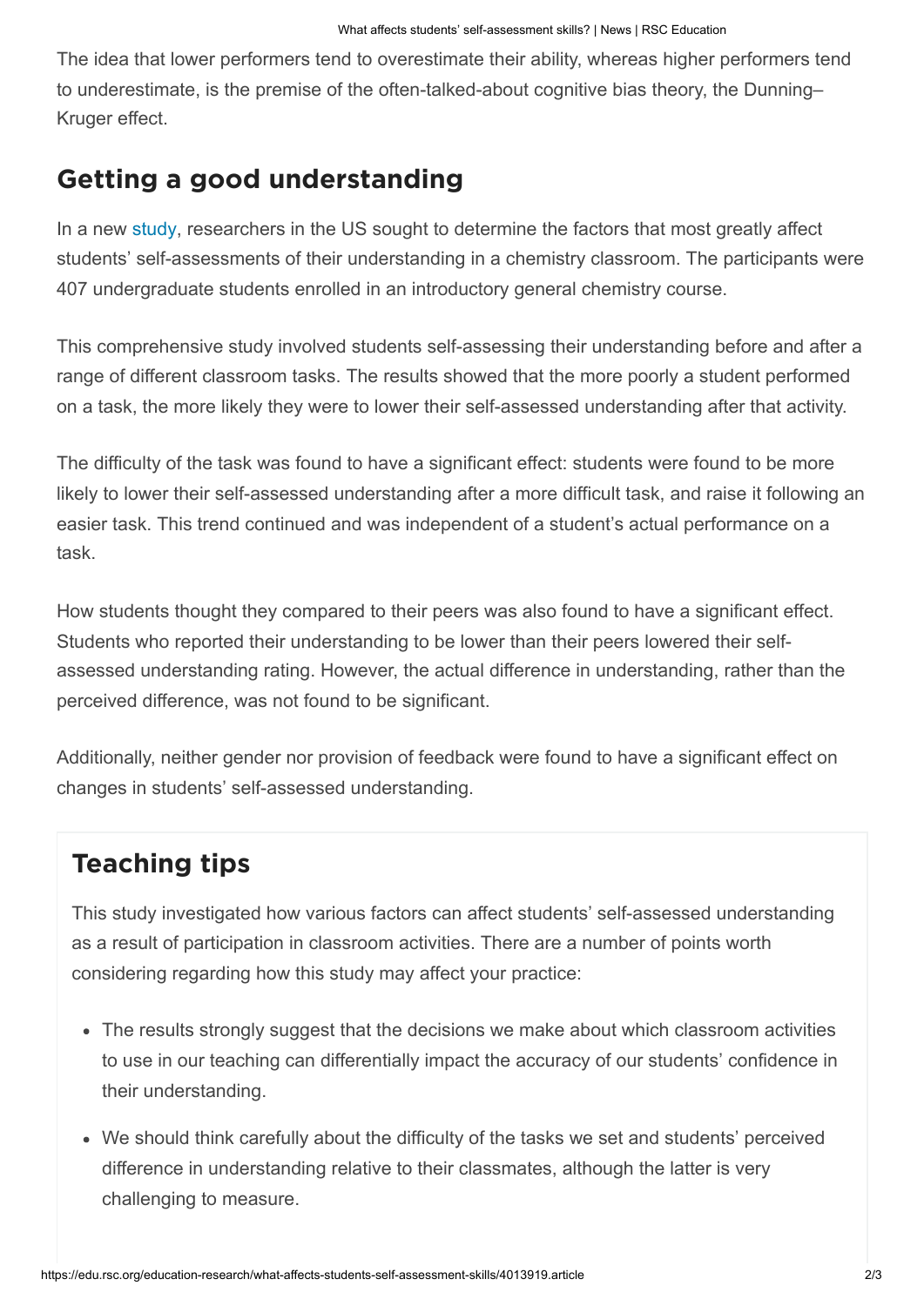The idea that lower performers tend to overestimate their ability, whereas higher performers tend to underestimate, is the premise of the often-talked-about cognitive bias theory, the Dunning–Kruger effect.

## Getting a good understanding

In a new study, researchers in the US sought to determine the factors that most greatly affect students' self-assessments of their understanding in a chemistry classroom. The participants were 407 undergraduate students enrolled in an introductory general chemistry course.

This comprehensive study involved students self-assessing their understanding before and after a range of different classroom tasks. The results showed that the more poorly a student performed on a task, the more likely they were to lower their self-assessed understanding after that activity.

The difficulty of the task was found to have a significant effect: students were found to be more likely to lower their self-assessed understanding after a more difficult task, and raise it following an easier task. This trend continued and was independent of a student's actual performance on a task.

How students thought they compared to their peers was also found to have a significant effect. Students who reported their understanding to be lower than their peers lowered their self-assessed understanding rating. However, the actual difference in understanding, rather than the perceived difference, was not found to be significant.

Additionally, neither gender nor provision of feedback were found to have a significant effect on changes in students' self-assessed understanding.

## Teaching tips

This study investigated how various factors can affect students' self-assessed understanding as a result of participation in classroom activities. There are a number of points worth considering regarding how this study may affect your practice:

- The results strongly suggest that the decisions we make about which classroom activities to use in our teaching can differentially impact the accuracy of our students' confidence in their understanding.
- We should think carefully about the difficulty of the tasks we set and students' perceived difference in understanding relative to their classmates, although the latter is very challenging to measure.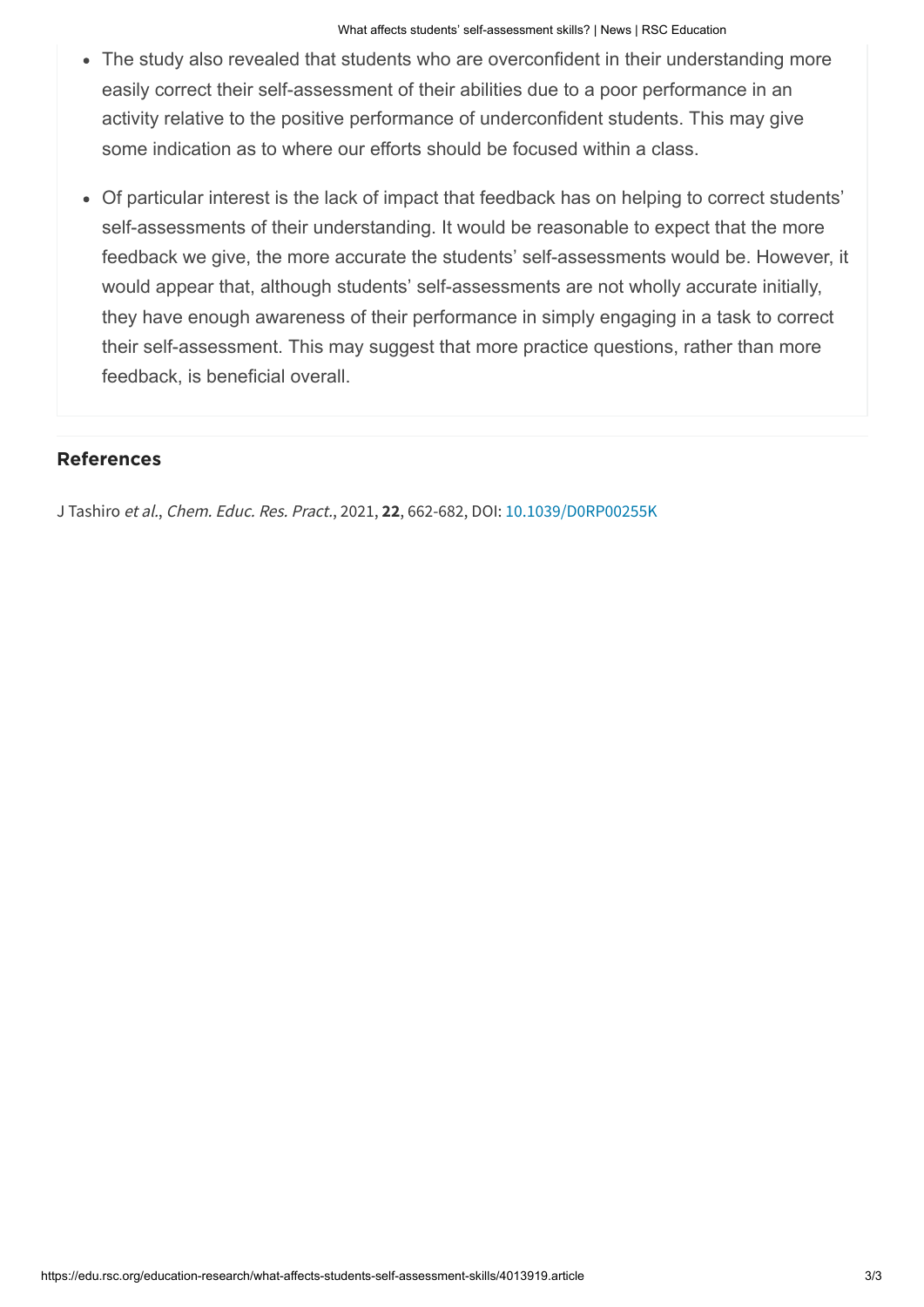- The study also revealed that students who are overconfident in their understanding more easily correct their self-assessment of their abilities due to a poor performance in an activity relative to the positive performance of underconfident students. This may give some indication as to where our efforts should be focused within a class.
- Of particular interest is the lack of impact that feedback has on helping to correct students' self-assessments of their understanding. It would be reasonable to expect that the more feedback we give, the more accurate the students' self-assessments would be. However, it would appear that, although students' self-assessments are not wholly accurate initially, they have enough awareness of their performance in simply engaging in a task to correct their self-assessment. This may suggest that more practice questions, rather than more feedback, is beneficial overall.

## References

J Tashiro *et al.*, *Chem. Educ. Res. Pract.*, 2021, **22**, 662-682, DOI: 10.1039/D0RP00255K